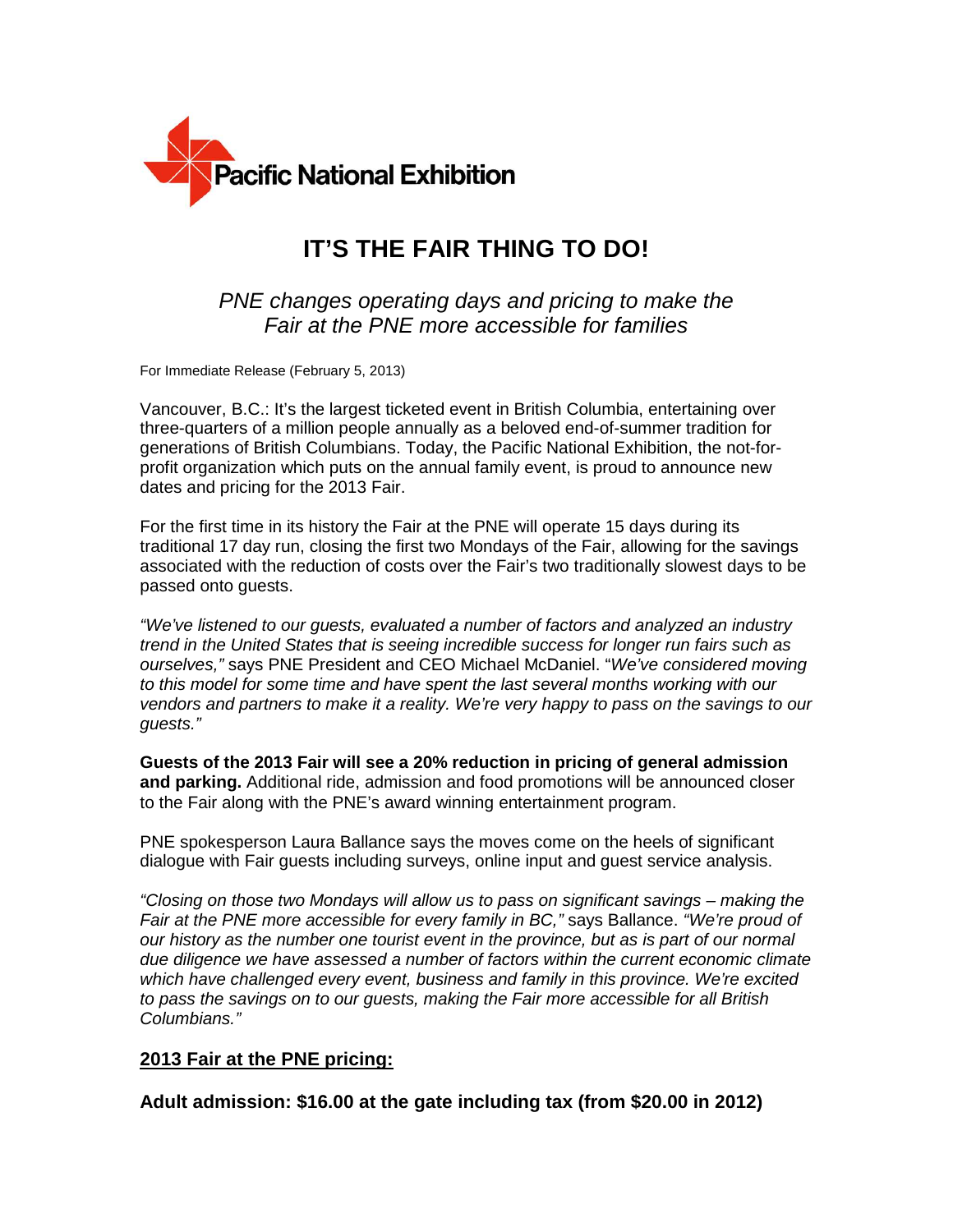Pacific National Exhibition

# IT'S THE FAIR THING TO DO!

*PNE changes operating days and pricing to make the Fair at the PNE more accessible for families*

For Immediate Release (February 5, 2013)

Vancouver, B.C.: It's the largest ticketed event in British Columbia, entertaining over three-quarters of a million people annually as a beloved end-of-summer tradition for generations of British Columbians. Today, the Pacific National Exhibition, the not-for-profit organization which puts on the annual family event, is proud to announce new dates and pricing for the 2013 Fair.

For the first time in its history the Fair at the PNE will operate 15 days during its traditional 17 day run, closing the first two Mondays of the Fair, allowing for the savings associated with the reduction of costs over the Fair's two traditionally slowest days to be passed onto guests.

*"We've listened to our guests, evaluated a number of factors and analyzed an industry trend in the United States that is seeing incredible success for longer run fairs such as ourselves,"* says PNE President and CEO Michael McDaniel. "*We've considered moving to this model for some time and have spent the last several months working with our vendors and partners to make it a reality. We're very happy to pass on the savings to our guests."*

**Guests of the 2013 Fair will see a 20% reduction in pricing of general admission and parking.** Additional ride, admission and food promotions will be announced closer to the Fair along with the PNE's award winning entertainment program.

PNE spokesperson Laura Ballance says the moves come on the heels of significant dialogue with Fair guests including surveys, online input and guest service analysis.

*"Closing on those two Mondays will allow us to pass on significant savings – making the Fair at the PNE more accessible for every family in BC,"* says Ballance. *"We're proud of our history as the number one tourist event in the province, but as is part of our normal due diligence we have assessed a number of factors within the current economic climate which have challenged every event, business and family in this province. We're excited to pass the savings on to our guests, making the Fair more accessible for all British Columbians."*

## 2013 Fair at the PNE pricing:

**Adult admission: $16.00 at the gate including tax (from $20.00 in 2012)**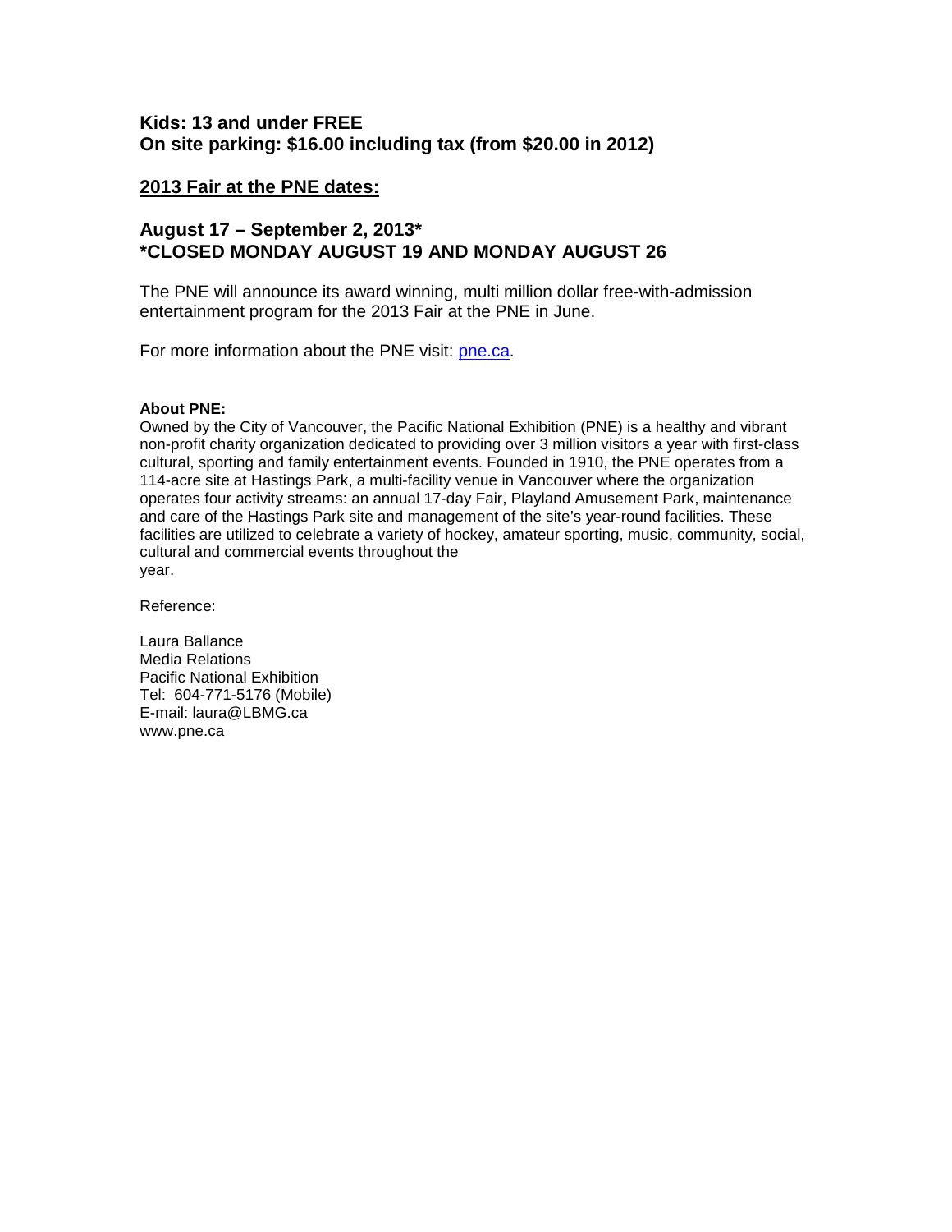**Kids: 13 and under FREE**
**On site parking: $16.00 including tax (from $20.00 in 2012)**

## 2013 Fair at the PNE dates:

### August 17 – September 2, 2013*
### *CLOSED MONDAY AUGUST 19 AND MONDAY AUGUST 26

The PNE will announce its award winning, multi million dollar free-with-admission entertainment program for the 2013 Fair at the PNE in June.

For more information about the PNE visit: [pne.ca](http://pne.ca).

**About PNE:**
Owned by the City of Vancouver, the Pacific National Exhibition (PNE) is a healthy and vibrant non-profit charity organization dedicated to providing over 3 million visitors a year with first-class cultural, sporting and family entertainment events. Founded in 1910, the PNE operates from a 114-acre site at Hastings Park, a multi-facility venue in Vancouver where the organization operates four activity streams: an annual 17-day Fair, Playland Amusement Park, maintenance and care of the Hastings Park site and management of the site's year-round facilities. These facilities are utilized to celebrate a variety of hockey, amateur sporting, music, community, social, cultural and commercial events throughout the year.

Reference:

Laura Ballance
Media Relations
Pacific National Exhibition
Tel: 604-771-5176 (Mobile)
E-mail: laura@LBMG.ca
www.pne.ca